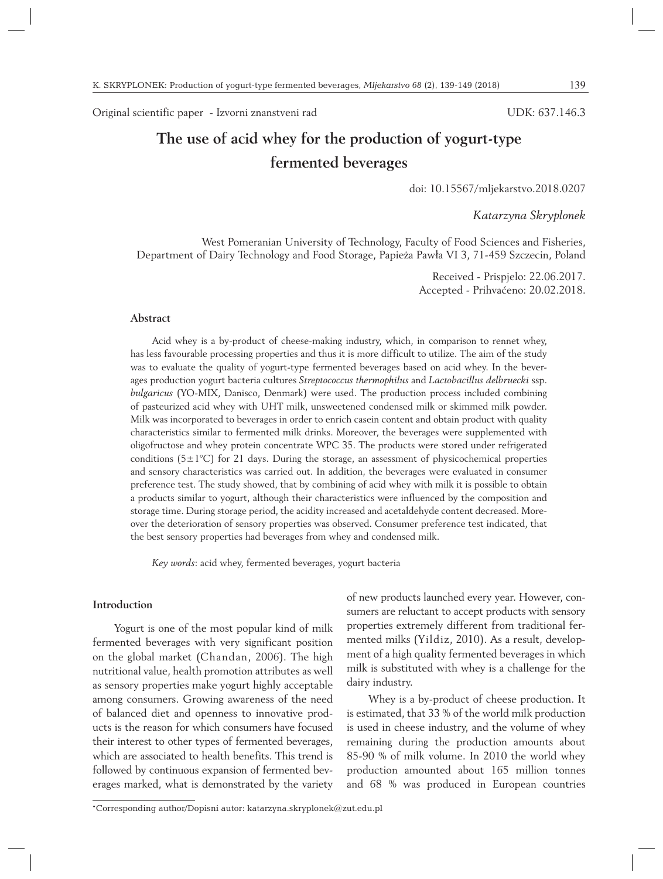Original scientific paper - Izvorni znanstveni rad

UDK: 637.146.3

# The use of acid whey for the production of yogurt-type fermented beverages

doi: 10.15567/mljekarstvo.2018.0207

*Katarzyna Skryplonek*

West Pomeranian University of Technology, Faculty of Food Sciences and Fisheries, Department of Dairy Technology and Food Storage, Papieża Pawła VI 3, 71-459 Szczecin, Poland

Received - Prispjelo: 22.06.2017.
Accepted - Prihvaćeno: 20.02.2018.

## Abstract

Acid whey is a by-product of cheese-making industry, which, in comparison to rennet whey, has less favourable processing properties and thus it is more difficult to utilize. The aim of the study was to evaluate the quality of yogurt-type fermented beverages based on acid whey. In the beverages production yogurt bacteria cultures *Streptococcus thermophilus* and *Lactobacillus delbruecki* ssp. *bulgaricus* (YO-MIX, Danisco, Denmark) were used. The production process included combining of pasteurized acid whey with UHT milk, unsweetened condensed milk or skimmed milk powder. Milk was incorporated to beverages in order to enrich casein content and obtain product with quality characteristics similar to fermented milk drinks. Moreover, the beverages were supplemented with oligofructose and whey protein concentrate WPC 35. The products were stored under refrigerated conditions (5±1°C) for 21 days. During the storage, an assessment of physicochemical properties and sensory characteristics was carried out. In addition, the beverages were evaluated in consumer preference test. The study showed, that by combining of acid whey with milk it is possible to obtain a products similar to yogurt, although their characteristics were influenced by the composition and storage time. During storage period, the acidity increased and acetaldehyde content decreased. Moreover the deterioration of sensory properties was observed. Consumer preference test indicated, that the best sensory properties had beverages from whey and condensed milk.

*Key words*: acid whey, fermented beverages, yogurt bacteria

## Introduction

Yogurt is one of the most popular kind of milk fermented beverages with very significant position on the global market (Chandan, 2006). The high nutritional value, health promotion attributes as well as sensory properties make yogurt highly acceptable among consumers. Growing awareness of the need of balanced diet and openness to innovative products is the reason for which consumers have focused their interest to other types of fermented beverages, which are associated to health benefits. This trend is followed by continuous expansion of fermented beverages marked, what is demonstrated by the variety of new products launched every year. However, consumers are reluctant to accept products with sensory properties extremely different from traditional fermented milks (Yildiz, 2010). As a result, development of a high quality fermented beverages in which milk is substituted with whey is a challenge for the dairy industry.

Whey is a by-product of cheese production. It is estimated, that 33 % of the world milk production is used in cheese industry, and the volume of whey remaining during the production amounts about 85-90 % of milk volume. In 2010 the world whey production amounted about 165 million tonnes and 68 % was produced in European countries

*Corresponding author/Dopisni autor: katarzyna.skryplonek@zut.edu.pl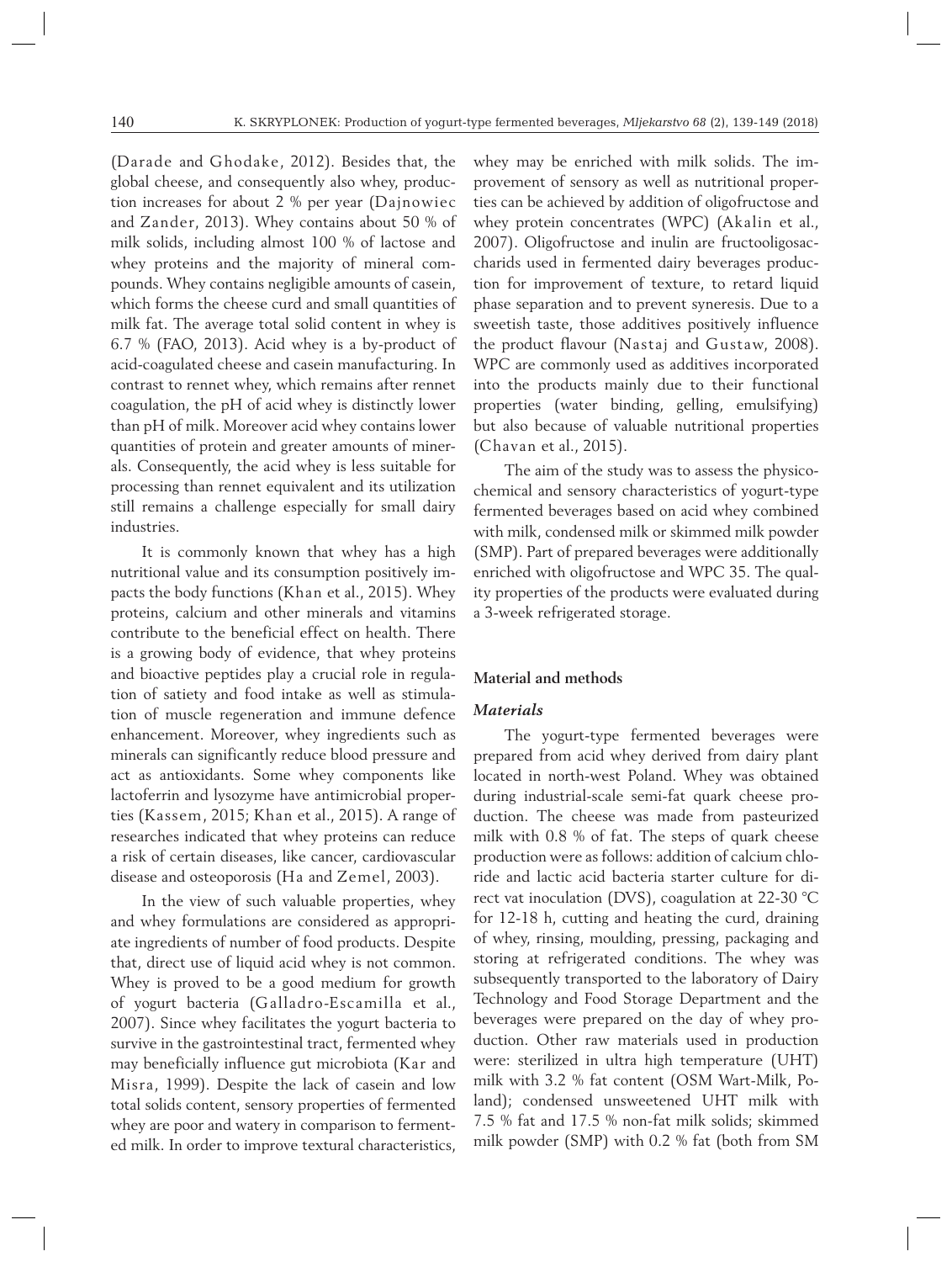(Darade and Ghodake, 2012). Besides that, the global cheese, and consequently also whey, production increases for about 2 % per year (Dajnowiec and Zander, 2013). Whey contains about 50 % of milk solids, including almost 100 % of lactose and whey proteins and the majority of mineral compounds. Whey contains negligible amounts of casein, which forms the cheese curd and small quantities of milk fat. The average total solid content in whey is 6.7 % (FAO, 2013). Acid whey is a by-product of acid-coagulated cheese and casein manufacturing. In contrast to rennet whey, which remains after rennet coagulation, the pH of acid whey is distinctly lower than pH of milk. Moreover acid whey contains lower quantities of protein and greater amounts of minerals. Consequently, the acid whey is less suitable for processing than rennet equivalent and its utilization still remains a challenge especially for small dairy industries.

It is commonly known that whey has a high nutritional value and its consumption positively impacts the body functions (Khan et al., 2015). Whey proteins, calcium and other minerals and vitamins contribute to the beneficial effect on health. There is a growing body of evidence, that whey proteins and bioactive peptides play a crucial role in regulation of satiety and food intake as well as stimulation of muscle regeneration and immune defence enhancement. Moreover, whey ingredients such as minerals can significantly reduce blood pressure and act as antioxidants. Some whey components like lactoferrin and lysozyme have antimicrobial properties (Kassem, 2015; Khan et al., 2015). A range of researches indicated that whey proteins can reduce a risk of certain diseases, like cancer, cardiovascular disease and osteoporosis (Ha and Zemel, 2003).

In the view of such valuable properties, whey and whey formulations are considered as appropriate ingredients of number of food products. Despite that, direct use of liquid acid whey is not common. Whey is proved to be a good medium for growth of yogurt bacteria (Galladro-Escamilla et al., 2007). Since whey facilitates the yogurt bacteria to survive in the gastrointestinal tract, fermented whey may beneficially influence gut microbiota (Kar and Misra, 1999). Despite the lack of casein and low total solids content, sensory properties of fermented whey are poor and watery in comparison to fermented milk. In order to improve textural characteristics, whey may be enriched with milk solids. The improvement of sensory as well as nutritional properties can be achieved by addition of oligofructose and whey protein concentrates (WPC) (Akalin et al., 2007). Oligofructose and inulin are fructooligosaccharids used in fermented dairy beverages production for improvement of texture, to retard liquid phase separation and to prevent syneresis. Due to a sweetish taste, those additives positively influence the product flavour (Nastaj and Gustaw, 2008). WPC are commonly used as additives incorporated into the products mainly due to their functional properties (water binding, gelling, emulsifying) but also because of valuable nutritional properties (Chavan et al., 2015).

The aim of the study was to assess the physicochemical and sensory characteristics of yogurt-type fermented beverages based on acid whey combined with milk, condensed milk or skimmed milk powder (SMP). Part of prepared beverages were additionally enriched with oligofructose and WPC 35. The quality properties of the products were evaluated during a 3-week refrigerated storage.

## Material and methods

### *Materials*

The yogurt-type fermented beverages were prepared from acid whey derived from dairy plant located in north-west Poland. Whey was obtained during industrial-scale semi-fat quark cheese production. The cheese was made from pasteurized milk with 0.8 % of fat. The steps of quark cheese production were as follows: addition of calcium chloride and lactic acid bacteria starter culture for direct vat inoculation (DVS), coagulation at 22-30 °C for 12-18 h, cutting and heating the curd, draining of whey, rinsing, moulding, pressing, packaging and storing at refrigerated conditions. The whey was subsequently transported to the laboratory of Dairy Technology and Food Storage Department and the beverages were prepared on the day of whey production. Other raw materials used in production were: sterilized in ultra high temperature (UHT) milk with 3.2 % fat content (OSM Wart-Milk, Poland); condensed unsweetened UHT milk with 7.5 % fat and 17.5 % non-fat milk solids; skimmed milk powder (SMP) with 0.2 % fat (both from SM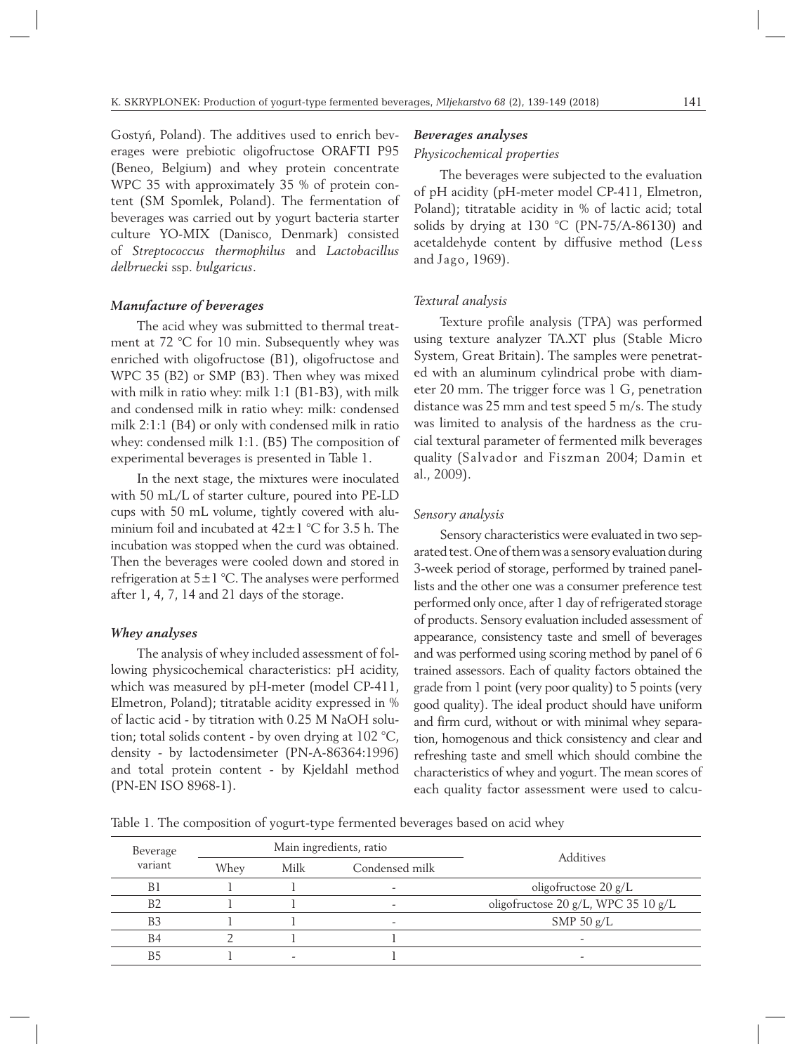Gostyń, Poland). The additives used to enrich beverages were prebiotic oligofructose ORAFTI P95 (Beneo, Belgium) and whey protein concentrate WPC 35 with approximately 35 % of protein content (SM Spomlek, Poland). The fermentation of beverages was carried out by yogurt bacteria starter culture YO-MIX (Danisco, Denmark) consisted of *Streptococcus thermophilus* and *Lactobacillus delbruecki* ssp. *bulgaricus*.

### *Manufacture of beverages*

The acid whey was submitted to thermal treatment at 72 °C for 10 min. Subsequently whey was enriched with oligofructose (B1), oligofructose and WPC 35 (B2) or SMP (B3). Then whey was mixed with milk in ratio whey: milk 1:1 (B1-B3), with milk and condensed milk in ratio whey: milk: condensed milk 2:1:1 (B4) or only with condensed milk in ratio whey: condensed milk 1:1. (B5) The composition of experimental beverages is presented in Table 1.

In the next stage, the mixtures were inoculated with 50 mL/L of starter culture, poured into PE-LD cups with 50 mL volume, tightly covered with aluminium foil and incubated at 42±1 °C for 3.5 h. The incubation was stopped when the curd was obtained. Then the beverages were cooled down and stored in refrigeration at 5±1 °C. The analyses were performed after 1, 4, 7, 14 and 21 days of the storage.

### *Whey analyses*

The analysis of whey included assessment of following physicochemical characteristics: pH acidity, which was measured by pH-meter (model CP-411, Elmetron, Poland); titratable acidity expressed in % of lactic acid - by titration with 0.25 M NaOH solution; total solids content - by oven drying at 102 °C, density - by lactodensimeter (PN-A-86364:1996) and total protein content - by Kjeldahl method (PN-EN ISO 8968-1).

### *Beverages analyses*

#### *Physicochemical properties*

The beverages were subjected to the evaluation of pH acidity (pH-meter model CP-411, Elmetron, Poland); titratable acidity in % of lactic acid; total solids by drying at 130 °C (PN-75/A-86130) and acetaldehyde content by diffusive method (Less and Jago, 1969).

#### *Textural analysis*

Texture profile analysis (TPA) was performed using texture analyzer TA.XT plus (Stable Micro System, Great Britain). The samples were penetrated with an aluminum cylindrical probe with diameter 20 mm. The trigger force was 1 G, penetration distance was 25 mm and test speed 5 m/s. The study was limited to analysis of the hardness as the crucial textural parameter of fermented milk beverages quality (Salvador and Fiszman 2004; Damin et al., 2009).

#### *Sensory analysis*

Sensory characteristics were evaluated in two separated test. One of them was a sensory evaluation during 3-week period of storage, performed by trained panellists and the other one was a consumer preference test performed only once, after 1 day of refrigerated storage of products. Sensory evaluation included assessment of appearance, consistency taste and smell of beverages and was performed using scoring method by panel of 6 trained assessors. Each of quality factors obtained the grade from 1 point (very poor quality) to 5 points (very good quality). The ideal product should have uniform and firm curd, without or with minimal whey separation, homogenous and thick consistency and clear and refreshing taste and smell which should combine the characteristics of whey and yogurt. The mean scores of each quality factor assessment were used to calcu-

Table 1. The composition of yogurt-type fermented beverages based on acid whey

| Beverage variant | Main ingredients, ratio | | | Additives |
|---|---|---|---|---|
| | Whey | Milk | Condensed milk | |
| B1 | 1 | 1 | - | oligofructose 20 g/L |
| B2 | 1 | 1 | - | oligofructose 20 g/L, WPC 35 10 g/L |
| B3 | 1 | 1 | - | SMP 50 g/L |
| B4 | 2 | 1 | 1 | - |
| B5 | 1 | - | 1 | - |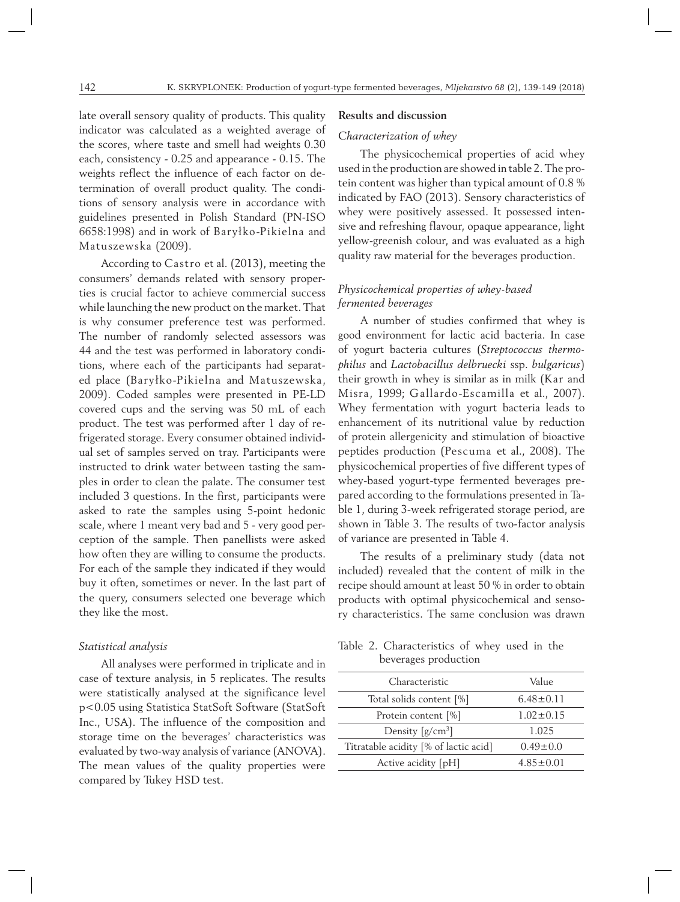late overall sensory quality of products. This quality indicator was calculated as a weighted average of the scores, where taste and smell had weights 0.30 each, consistency - 0.25 and appearance - 0.15. The weights reflect the influence of each factor on determination of overall product quality. The conditions of sensory analysis were in accordance with guidelines presented in Polish Standard (PN-ISO 6658:1998) and in work of Baryłko-Pikielna and Matuszewska (2009).

According to Castro et al. (2013), meeting the consumers' demands related with sensory properties is crucial factor to achieve commercial success while launching the new product on the market. That is why consumer preference test was performed. The number of randomly selected assessors was 44 and the test was performed in laboratory conditions, where each of the participants had separated place (Baryłko-Pikielna and Matuszewska, 2009). Coded samples were presented in PE-LD covered cups and the serving was 50 mL of each product. The test was performed after 1 day of refrigerated storage. Every consumer obtained individual set of samples served on tray. Participants were instructed to drink water between tasting the samples in order to clean the palate. The consumer test included 3 questions. In the first, participants were asked to rate the samples using 5-point hedonic scale, where 1 meant very bad and 5 - very good perception of the sample. Then panellists were asked how often they are willing to consume the products. For each of the sample they indicated if they would buy it often, sometimes or never. In the last part of the query, consumers selected one beverage which they like the most.

### *Statistical analysis*

All analyses were performed in triplicate and in case of texture analysis, in 5 replicates. The results were statistically analysed at the significance level $p<0.05$ using Statistica StatSoft Software (StatSoft Inc., USA). The influence of the composition and storage time on the beverages' characteristics was evaluated by two-way analysis of variance (ANOVA). The mean values of the quality properties were compared by Tukey HSD test.

## Results and discussion

### *Characterization of whey*

The physicochemical properties of acid whey used in the production are showed in table 2. The protein content was higher than typical amount of 0.8 % indicated by FAO (2013). Sensory characteristics of whey were positively assessed. It possessed intensive and refreshing flavour, opaque appearance, light yellow-greenish colour, and was evaluated as a high quality raw material for the beverages production.

### *Physicochemical properties of whey-based fermented beverages*

A number of studies confirmed that whey is good environment for lactic acid bacteria. In case of yogurt bacteria cultures (*Streptococcus thermophilus* and *Lactobacillus delbruecki* ssp. *bulgaricus*) their growth in whey is similar as in milk (Kar and Misra, 1999; Gallardo-Escamilla et al., 2007). Whey fermentation with yogurt bacteria leads to enhancement of its nutritional value by reduction of protein allergenicity and stimulation of bioactive peptides production (Pescuma et al., 2008). The physicochemical properties of five different types of whey-based yogurt-type fermented beverages prepared according to the formulations presented in Table 1, during 3-week refrigerated storage period, are shown in Table 3. The results of two-factor analysis of variance are presented in Table 4.

The results of a preliminary study (data not included) revealed that the content of milk in the recipe should amount at least 50 % in order to obtain products with optimal physicochemical and sensory characteristics. The same conclusion was drawn

Table 2. Characteristics of whey used in the beverages production

| Characteristic | Value |
|---|---|
| Total solids content [%] | 6.48±0.11 |
| Protein content [%] | 1.02±0.15 |
| Density [g/cm$^3$] | 1.025 |
| Titratable acidity [% of lactic acid] | 0.49±0.0 |
| Active acidity [pH] | 4.85±0.01 |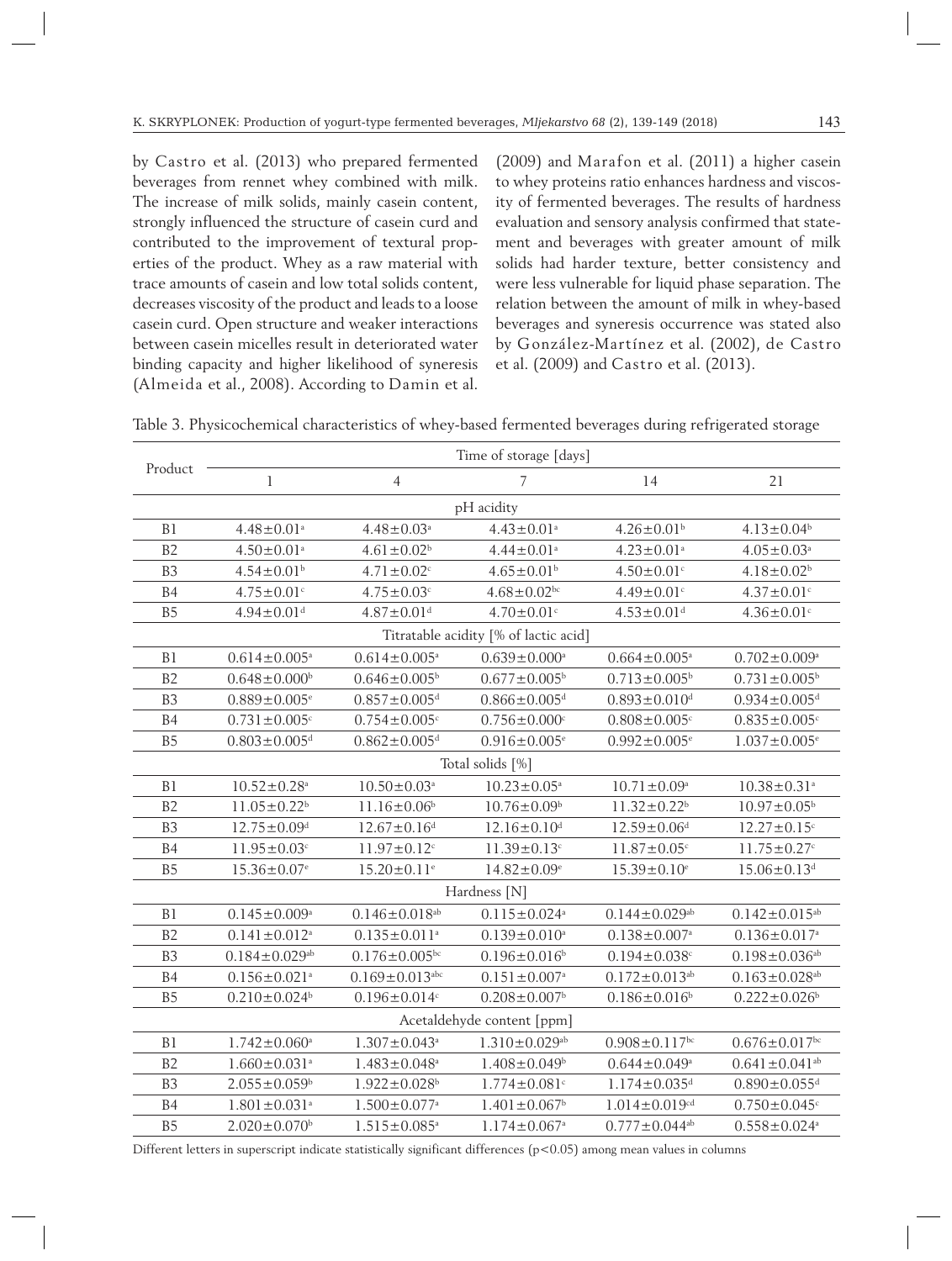by Castro et al. (2013) who prepared fermented beverages from rennet whey combined with milk. The increase of milk solids, mainly casein content, strongly influenced the structure of casein curd and contributed to the improvement of textural properties of the product. Whey as a raw material with trace amounts of casein and low total solids content, decreases viscosity of the product and leads to a loose casein curd. Open structure and weaker interactions between casein micelles result in deteriorated water binding capacity and higher likelihood of syneresis (Almeida et al., 2008). According to Damin et al. (2009) and Marafon et al. (2011) a higher casein to whey proteins ratio enhances hardness and viscosity of fermented beverages. The results of hardness evaluation and sensory analysis confirmed that statement and beverages with greater amount of milk solids had harder texture, better consistency and were less vulnerable for liquid phase separation. The relation between the amount of milk in whey-based beverages and syneresis occurrence was stated also by González-Martínez et al. (2002), de Castro et al. (2009) and Castro et al. (2013).

Table 3. Physicochemical characteristics of whey-based fermented beverages during refrigerated storage

| Product | Time of storage [days] | | | | |
|---|---|---|---|---|---|
| | 1 | 4 | 7 | 14 | 21 |
| | | | pH acidity | | |
| B1 | 4.48±0.01$^{a}$ | 4.48±0.03$^{a}$ | 4.43±0.01$^{a}$ | 4.26±0.01$^{b}$ | 4.13±0.04$^{b}$ |
| B2 | 4.50±0.01$^{a}$ | 4.61±0.02$^{b}$ | 4.44±0.01$^{a}$ | 4.23±0.01$^{a}$ | 4.05±0.03$^{a}$ |
| B3 | 4.54±0.01$^{b}$ | 4.71±0.02$^{c}$ | 4.65±0.01$^{b}$ | 4.50±0.01$^{c}$ | 4.18±0.02$^{b}$ |
| B4 | 4.75±0.01$^{c}$ | 4.75±0.03$^{c}$ | 4.68±0.02$^{bc}$ | 4.49±0.01$^{c}$ | 4.37±0.01$^{c}$ |
| B5 | 4.94±0.01$^{d}$ | 4.87±0.01$^{d}$ | 4.70±0.01$^{c}$ | 4.53±0.01$^{d}$ | 4.36±0.01$^{c}$ |
| | | | Titratable acidity [% of lactic acid] | | |
| B1 | 0.614±0.005$^{a}$ | 0.614±0.005$^{a}$ | 0.639±0.000$^{a}$ | 0.664±0.005$^{a}$ | 0.702±0.009$^{a}$ |
| B2 | 0.648±0.000$^{b}$ | 0.646±0.005$^{b}$ | 0.677±0.005$^{b}$ | 0.713±0.005$^{b}$ | 0.731±0.005$^{b}$ |
| B3 | 0.889±0.005$^{e}$ | 0.857±0.005$^{d}$ | 0.866±0.005$^{d}$ | 0.893±0.010$^{d}$ | 0.934±0.005$^{d}$ |
| B4 | 0.731±0.005$^{c}$ | 0.754±0.005$^{c}$ | 0.756±0.000$^{c}$ | 0.808±0.005$^{c}$ | 0.835±0.005$^{c}$ |
| B5 | 0.803±0.005$^{d}$ | 0.862±0.005$^{d}$ | 0.916±0.005$^{e}$ | 0.992±0.005$^{e}$ | 1.037±0.005$^{e}$ |
| | | | Total solids [%] | | |
| B1 | 10.52±0.28$^{a}$ | 10.50±0.03$^{a}$ | 10.23±0.05$^{a}$ | 10.71±0.09$^{a}$ | 10.38±0.31$^{a}$ |
| B2 | 11.05±0.22$^{b}$ | 11.16±0.06$^{b}$ | 10.76±0.09$^{b}$ | 11.32±0.22$^{b}$ | 10.97±0.05$^{b}$ |
| B3 | 12.75±0.09$^{d}$ | 12.67±0.16$^{d}$ | 12.16±0.10$^{d}$ | 12.59±0.06$^{d}$ | 12.27±0.15$^{c}$ |
| B4 | 11.95±0.03$^{c}$ | 11.97±0.12$^{c}$ | 11.39±0.13$^{c}$ | 11.87±0.05$^{c}$ | 11.75±0.27$^{c}$ |
| B5 | 15.36±0.07$^{e}$ | 15.20±0.11$^{e}$ | 14.82±0.09$^{e}$ | 15.39±0.10$^{e}$ | 15.06±0.13$^{d}$ |
| | | | Hardness [N] | | |
| B1 | 0.145±0.009$^{a}$ | 0.146±0.018$^{ab}$ | 0.115±0.024$^{a}$ | 0.144±0.029$^{ab}$ | 0.142±0.015$^{ab}$ |
| B2 | 0.141±0.012$^{a}$ | 0.135±0.011$^{a}$ | 0.139±0.010$^{a}$ | 0.138±0.007$^{a}$ | 0.136±0.017$^{a}$ |
| B3 | 0.184±0.029$^{ab}$ | 0.176±0.005$^{bc}$ | 0.196±0.016$^{b}$ | 0.194±0.038$^{c}$ | 0.198±0.036$^{ab}$ |
| B4 | 0.156±0.021$^{a}$ | 0.169±0.013$^{abc}$ | 0.151±0.007$^{a}$ | 0.172±0.013$^{ab}$ | 0.163±0.028$^{ab}$ |
| B5 | 0.210±0.024$^{b}$ | 0.196±0.014$^{c}$ | 0.208±0.007$^{b}$ | 0.186±0.016$^{b}$ | 0.222±0.026$^{b}$ |
| | | | Acetaldehyde content [ppm] | | |
| B1 | 1.742±0.060$^{a}$ | 1.307±0.043$^{a}$ | 1.310±0.029$^{ab}$ | 0.908±0.117$^{bc}$ | 0.676±0.017$^{bc}$ |
| B2 | 1.660±0.031$^{a}$ | 1.483±0.048$^{a}$ | 1.408±0.049$^{b}$ | 0.644±0.049$^{a}$ | 0.641±0.041$^{ab}$ |
| B3 | 2.055±0.059$^{b}$ | 1.922±0.028$^{b}$ | 1.774±0.081$^{c}$ | 1.174±0.035$^{d}$ | 0.890±0.055$^{d}$ |
| B4 | 1.801±0.031$^{a}$ | 1.500±0.077$^{a}$ | 1.401±0.067$^{b}$ | 1.014±0.019$^{cd}$ | 0.750±0.045$^{c}$ |
| B5 | 2.020±0.070$^{b}$ | 1.515±0.085$^{a}$ | 1.174±0.067$^{a}$ | 0.777±0.044$^{ab}$ | 0.558±0.024$^{a}$ |

Different letters in superscript indicate statistically significant differences ($p<0.05$) among mean values in columns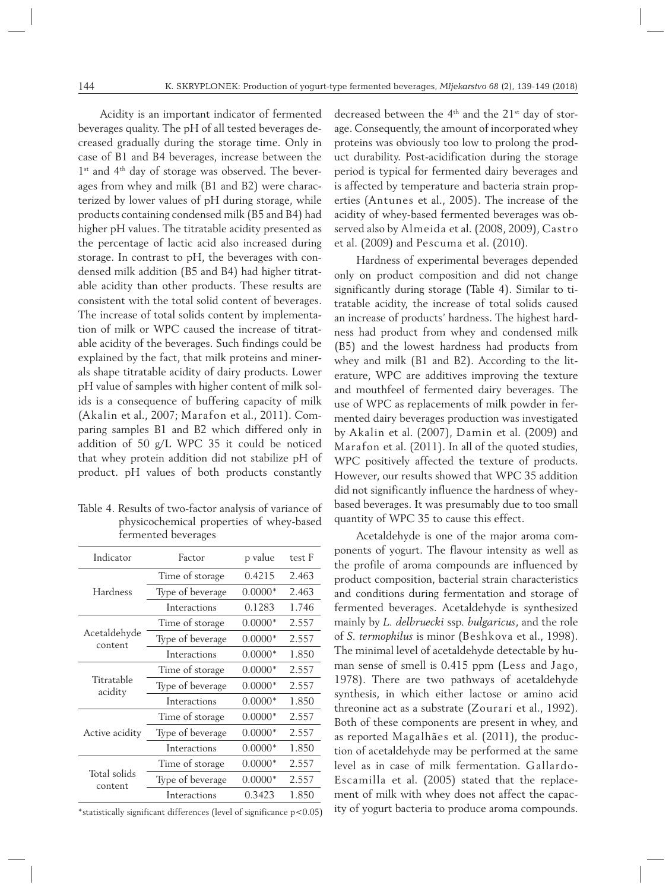Acidity is an important indicator of fermented beverages quality. The pH of all tested beverages decreased gradually during the storage time. Only in case of B1 and B4 beverages, increase between the 1[st] and 4[th] day of storage was observed. The beverages from whey and milk (B1 and B2) were characterized by lower values of pH during storage, while products containing condensed milk (B5 and B4) had higher pH values. The titratable acidity presented as the percentage of lactic acid also increased during storage. In contrast to pH, the beverages with condensed milk addition (B5 and B4) had higher titratable acidity than other products. These results are consistent with the total solid content of beverages. The increase of total solids content by implementation of milk or WPC caused the increase of titratable acidity of the beverages. Such findings could be explained by the fact, that milk proteins and minerals shape titratable acidity of dairy products. Lower pH value of samples with higher content of milk solids is a consequence of buffering capacity of milk (Akalin et al., 2007; Marafon et al., 2011). Comparing samples B1 and B2 which differed only in addition of 50 g/L WPC 35 it could be noticed that whey protein addition did not stabilize pH of product. pH values of both products constantly decreased between the 4[th] and the 21[st] day of storage. Consequently, the amount of incorporated whey proteins was obviously too low to prolong the product durability. Post-acidification during the storage period is typical for fermented dairy beverages and is affected by temperature and bacteria strain properties (Antunes et al., 2005). The increase of the acidity of whey-based fermented beverages was observed also by Almeida et al. (2008, 2009), Castro et al. (2009) and Pescuma et al. (2010).

Table 4. Results of two-factor analysis of variance of physicochemical properties of whey-based fermented beverages

| Indicator | Factor | p value | test F |
|---|---|---|---|
| Hardness | Time of storage | 0.4215 | 2.463 |
| | Type of beverage | 0.0000* | 2.463 |
| | Interactions | 0.1283 | 1.746 |
| Acetaldehyde content | Time of storage | 0.0000* | 2.557 |
| | Type of beverage | 0.0000* | 2.557 |
| | Interactions | 0.0000* | 1.850 |
| Titratable acidity | Time of storage | 0.0000* | 2.557 |
| | Type of beverage | 0.0000* | 2.557 |
| | Interactions | 0.0000* | 1.850 |
| Active acidity | Time of storage | 0.0000* | 2.557 |
| | Type of beverage | 0.0000* | 2.557 |
| | Interactions | 0.0000* | 1.850 |
| Total solids content | Time of storage | 0.0000* | 2.557 |
| | Type of beverage | 0.0000* | 2.557 |
| | Interactions | 0.3423 | 1.850 |

*statistically significant differences (level of significance $p<0.05$)

Hardness of experimental beverages depended only on product composition and did not change significantly during storage (Table 4). Similar to titratable acidity, the increase of total solids caused an increase of products' hardness. The highest hardness had product from whey and condensed milk (B5) and the lowest hardness had products from whey and milk (B1 and B2). According to the literature, WPC are additives improving the texture and mouthfeel of fermented dairy beverages. The use of WPC as replacements of milk powder in fermented dairy beverages production was investigated by Akalin et al. (2007), Damin et al. (2009) and Marafon et al. (2011). In all of the quoted studies, WPC positively affected the texture of products. However, our results showed that WPC 35 addition did not significantly influence the hardness of whey-based beverages. It was presumably due to too small quantity of WPC 35 to cause this effect.

Acetaldehyde is one of the major aroma components of yogurt. The flavour intensity as well as the profile of aroma compounds are influenced by product composition, bacterial strain characteristics and conditions during fermentation and storage of fermented beverages. Acetaldehyde is synthesized mainly by *L. delbruecki* ssp. *bulgaricus*, and the role of *S. termophilus* is minor (Beshkova et al., 1998). The minimal level of acetaldehyde detectable by human sense of smell is 0.415 ppm (Less and Jago, 1978). There are two pathways of acetaldehyde synthesis, in which either lactose or amino acid threonine act as a substrate (Zourari et al., 1992). Both of these components are present in whey, and as reported Magalhães et al. (2011), the production of acetaldehyde may be performed at the same level as in case of milk fermentation. Gallardo-Escamilla et al. (2005) stated that the replacement of milk with whey does not affect the capacity of yogurt bacteria to produce aroma compounds.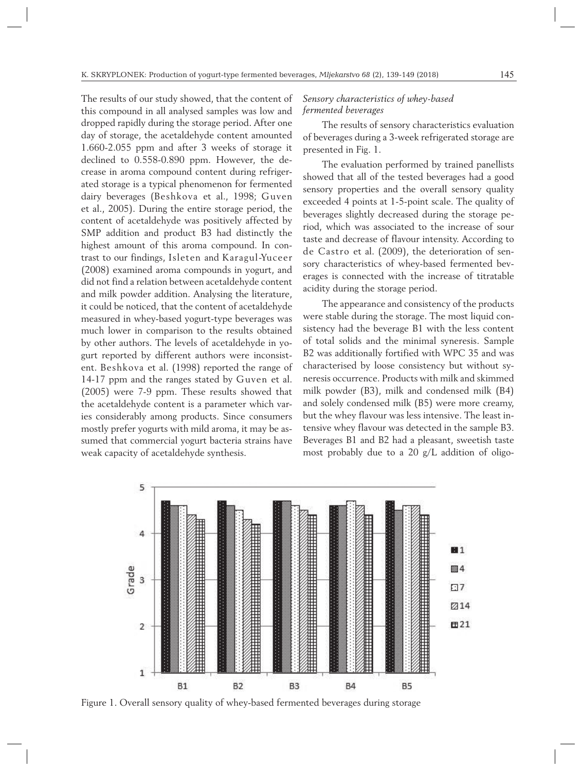The results of our study showed, that the content of this compound in all analysed samples was low and dropped rapidly during the storage period. After one day of storage, the acetaldehyde content amounted 1.660-2.055 ppm and after 3 weeks of storage it declined to 0.558-0.890 ppm. However, the decrease in aroma compound content during refrigerated storage is a typical phenomenon for fermented dairy beverages (Beshkova et al., 1998; Guven et al., 2005). During the entire storage period, the content of acetaldehyde was positively affected by SMP addition and product B3 had distinctly the highest amount of this aroma compound. In contrast to our findings, Isleten and Karagul-Yuceer (2008) examined aroma compounds in yogurt, and did not find a relation between acetaldehyde content and milk powder addition. Analysing the literature, it could be noticed, that the content of acetaldehyde measured in whey-based yogurt-type beverages was much lower in comparison to the results obtained by other authors. The levels of acetaldehyde in yogurt reported by different authors were inconsistent. Beshkova et al. (1998) reported the range of 14-17 ppm and the ranges stated by Guven et al. (2005) were 7-9 ppm. These results showed that the acetaldehyde content is a parameter which varies considerably among products. Since consumers mostly prefer yogurts with mild aroma, it may be assumed that commercial yogurt bacteria strains have weak capacity of acetaldehyde synthesis.

### *Sensory characteristics of whey-based fermented beverages*

The results of sensory characteristics evaluation of beverages during a 3-week refrigerated storage are presented in Fig. 1.

The evaluation performed by trained panellists showed that all of the tested beverages had a good sensory properties and the overall sensory quality exceeded 4 points at 1-5-point scale. The quality of beverages slightly decreased during the storage period, which was associated to the increase of sour taste and decrease of flavour intensity. According to de Castro et al. (2009), the deterioration of sensory characteristics of whey-based fermented beverages is connected with the increase of titratable acidity during the storage period.

The appearance and consistency of the products were stable during the storage. The most liquid consistency had the beverage B1 with the less content of total solids and the minimal syneresis. Sample B2 was additionally fortified with WPC 35 and was characterised by loose consistency but without syneresis occurrence. Products with milk and skimmed milk powder (B3), milk and condensed milk (B4) and solely condensed milk (B5) were more creamy, but the whey flavour was less intensive. The least intensive whey flavour was detected in the sample B3. Beverages B1 and B2 had a pleasant, sweetish taste most probably due to a 20 g/L addition of oligo-

Figure 1. Overall sensory quality of whey-based fermented beverages during storage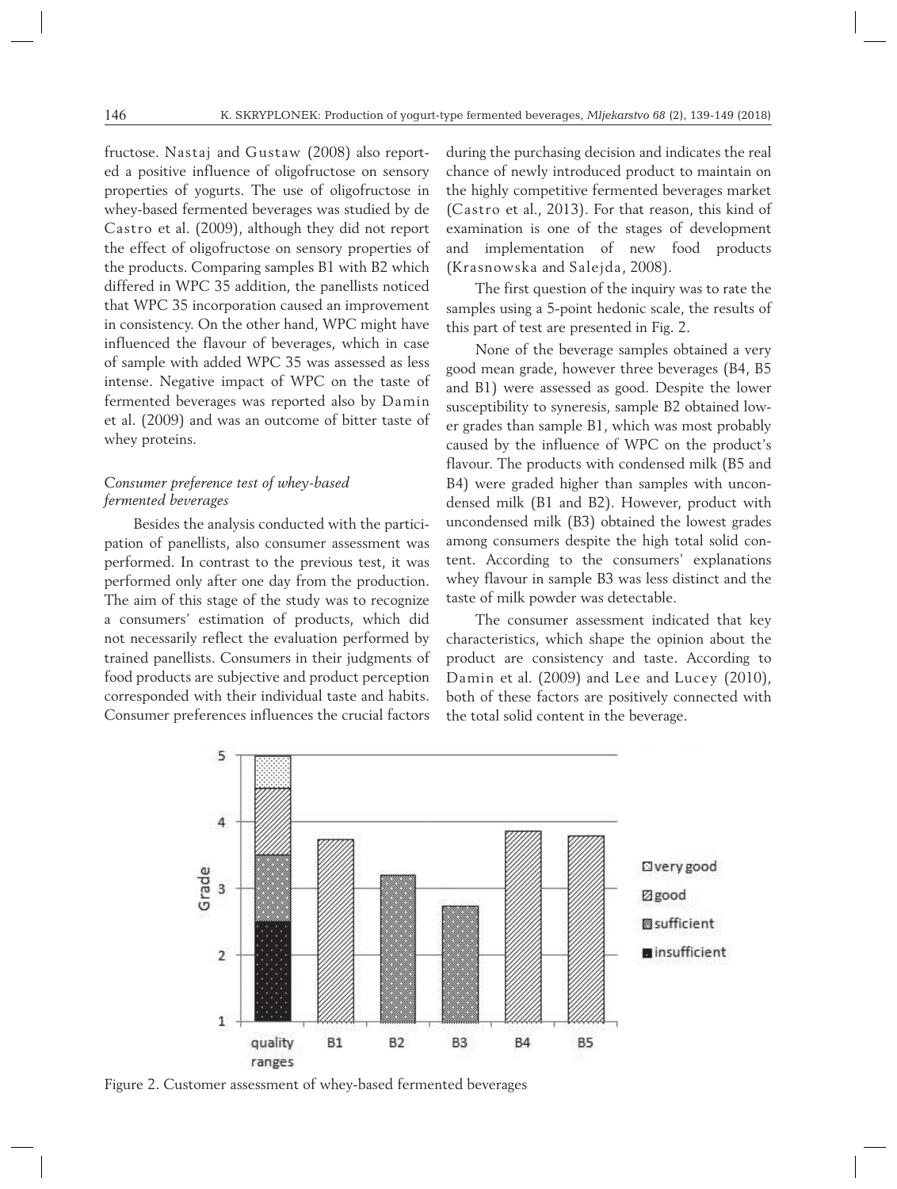fructose. Nastaj and Gustaw (2008) also reported a positive influence of oligofructose on sensory properties of yogurts. The use of oligofructose in whey-based fermented beverages was studied by de Castro et al. (2009), although they did not report the effect of oligofructose on sensory properties of the products. Comparing samples B1 with B2 which differed in WPC 35 addition, the panellists noticed that WPC 35 incorporation caused an improvement in consistency. On the other hand, WPC might have influenced the flavour of beverages, which in case of sample with added WPC 35 was assessed as less intense. Negative impact of WPC on the taste of fermented beverages was reported also by Damin et al. (2009) and was an outcome of bitter taste of whey proteins.

### *Consumer preference test of whey-based fermented beverages*

Besides the analysis conducted with the participation of panellists, also consumer assessment was performed. In contrast to the previous test, it was performed only after one day from the production. The aim of this stage of the study was to recognize a consumers' estimation of products, which did not necessarily reflect the evaluation performed by trained panellists. Consumers in their judgments of food products are subjective and product perception corresponded with their individual taste and habits. Consumer preferences influences the crucial factors during the purchasing decision and indicates the real chance of newly introduced product to maintain on the highly competitive fermented beverages market (Castro et al., 2013). For that reason, this kind of examination is one of the stages of development and implementation of new food products (Krasnowska and Salejda, 2008).

The first question of the inquiry was to rate the samples using a 5-point hedonic scale, the results of this part of test are presented in Fig. 2.

None of the beverage samples obtained a very good mean grade, however three beverages (B4, B5 and B1) were assessed as good. Despite the lower susceptibility to syneresis, sample B2 obtained lower grades than sample B1, which was most probably caused by the influence of WPC on the product's flavour. The products with condensed milk (B5 and B4) were graded higher than samples with uncondensed milk (B1 and B2). However, product with uncondensed milk (B3) obtained the lowest grades among consumers despite the high total solid content. According to the consumers' explanations whey flavour in sample B3 was less distinct and the taste of milk powder was detectable.

The consumer assessment indicated that key characteristics, which shape the opinion about the product are consistency and taste. According to Damin et al. (2009) and Lee and Lucey (2010), both of these factors are positively connected with the total solid content in the beverage.

Figure 2. Customer assessment of whey-based fermented beverages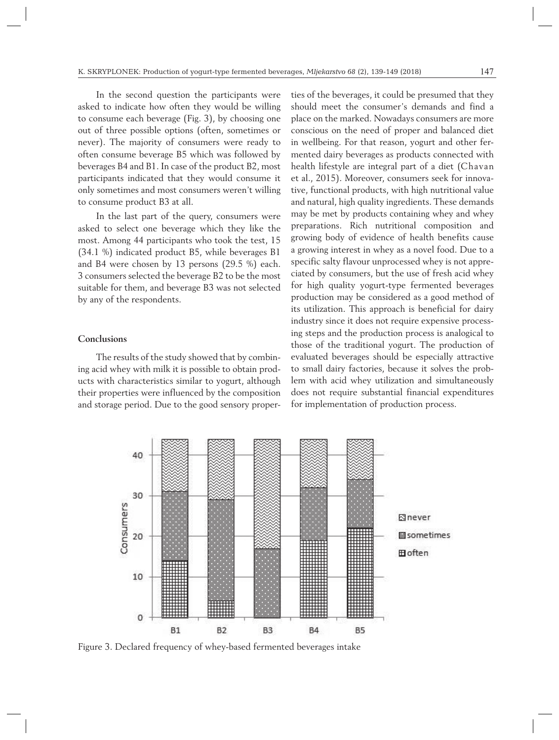In the second question the participants were asked to indicate how often they would be willing to consume each beverage (Fig. 3), by choosing one out of three possible options (often, sometimes or never). The majority of consumers were ready to often consume beverage B5 which was followed by beverages B4 and B1. In case of the product B2, most participants indicated that they would consume it only sometimes and most consumers weren't willing to consume product B3 at all.

In the last part of the query, consumers were asked to select one beverage which they like the most. Among 44 participants who took the test, 15 (34.1 %) indicated product B5, while beverages B1 and B4 were chosen by 13 persons (29.5 %) each. 3 consumers selected the beverage B2 to be the most suitable for them, and beverage B3 was not selected by any of the respondents.

## Conclusions

The results of the study showed that by combining acid whey with milk it is possible to obtain products with characteristics similar to yogurt, although their properties were influenced by the composition and storage period. Due to the good sensory properties of the beverages, it could be presumed that they should meet the consumer's demands and find a place on the marked. Nowadays consumers are more conscious on the need of proper and balanced diet in wellbeing. For that reason, yogurt and other fermented dairy beverages as products connected with health lifestyle are integral part of a diet (Chavan et al., 2015). Moreover, consumers seek for innovative, functional products, with high nutritional value and natural, high quality ingredients. These demands may be met by products containing whey and whey preparations. Rich nutritional composition and growing body of evidence of health benefits cause a growing interest in whey as a novel food. Due to a specific salty flavour unprocessed whey is not appreciated by consumers, but the use of fresh acid whey for high quality yogurt-type fermented beverages production may be considered as a good method of its utilization. This approach is beneficial for dairy industry since it does not require expensive processing steps and the production process is analogical to those of the traditional yogurt. The production of evaluated beverages should be especially attractive to small dairy factories, because it solves the problem with acid whey utilization and simultaneously does not require substantial financial expenditures for implementation of production process.

Figure 3. Declared frequency of whey-based fermented beverages intake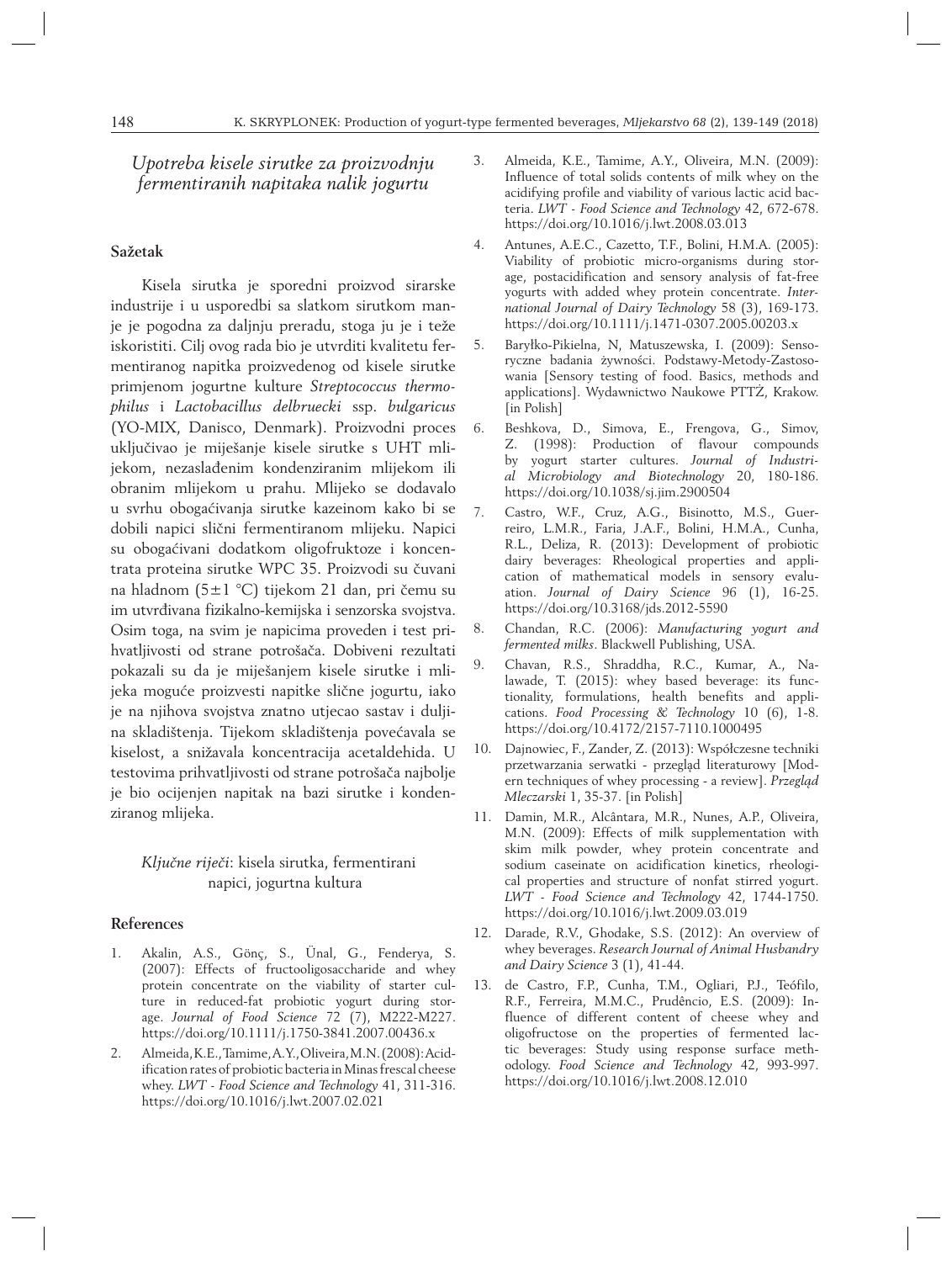## Upotreba kisele sirutke za proizvodnju fermentiranih napitaka nalik jogurtu

### Sažetak

Kisela sirutka je sporedni proizvod sirarske industrije i u usporedbi sa slatkom sirutkom manje je pogodna za daljnju preradu, stoga ju je i teže iskoristiti. Cilj ovog rada bio je utvrditi kvalitetu fermentiranog napitka proizvedenog od kisele sirutke primjenom jogurtne kulture *Streptococcus thermophilus* i *Lactobacillus delbruecki* ssp. *bulgaricus* (YO-MIX, Danisco, Denmark). Proizvodni proces uključivao je miješanje kisele sirutke s UHT mlijekom, nezaslađenim kondenziranim mlijekom ili obranim mlijekom u prahu. Mlijeko se dodavalo u svrhu obogaćivanja sirutke kazeinom kako bi se dobili napici slični fermentiranom mlijeku. Napici su obogaćivani dodatkom oligofruktoze i koncentrata proteina sirutke WPC 35. Proizvodi su čuvani na hladnom (5±1 °C) tijekom 21 dan, pri čemu su im utvrđivana fizikalno-kemijska i senzorska svojstva. Osim toga, na svim je napicima proveden i test prihvatljivosti od strane potrošača. Dobiveni rezultati pokazali su da je miješanjem kisele sirutke i mlijeka moguće proizvesti napitke slične jogurtu, iako je na njihova svojstva znatno utjecao sastav i duljina skladištenja. Tijekom skladištenja povećavala se kiselost, a snižavala koncentracija acetaldehida. U testovima prihvatljivosti od strane potrošača najbolje je bio ocijenjen napitak na bazi sirutke i kondenziranog mlijeka.

*Ključne riječi*: kisela sirutka, fermentirani napici, jogurtna kultura

### References

1. Akalin, A.S., Gönç, S., Ünal, G., Fenderya, S. (2007): Effects of fructooligosaccharide and whey protein concentrate on the viability of starter culture in reduced-fat probiotic yogurt during storage. *Journal of Food Science* 72 (7), M222-M227. https://doi.org/10.1111/j.1750-3841.2007.00436.x
2. Almeida, K.E., Tamime, A.Y., Oliveira, M.N. (2008): Acidification rates of probiotic bacteria in Minas frescal cheese whey. *LWT - Food Science and Technology* 41, 311-316. https://doi.org/10.1016/j.lwt.2007.02.021
3. Almeida, K.E., Tamime, A.Y., Oliveira, M.N. (2009): Influence of total solids contents of milk whey on the acidifying profile and viability of various lactic acid bacteria. *LWT - Food Science and Technology* 42, 672-678. https://doi.org/10.1016/j.lwt.2008.03.013
4. Antunes, A.E.C., Cazetto, T.F., Bolini, H.M.A. (2005): Viability of probiotic micro-organisms during storage, postacidification and sensory analysis of fat-free yogurts with added whey protein concentrate. *International Journal of Dairy Technology* 58 (3), 169-173. https://doi.org/10.1111/j.1471-0307.2005.00203.x
5. Baryłko-Pikielna, N, Matuszewska, I. (2009): Sensoryczne badania żywności. Podstawy-Metody-Zastosowania [Sensory testing of food. Basics, methods and applications]. Wydawnictwo Naukowe PTTŻ, Krakow. [in Polish]
6. Beshkova, D., Simova, E., Frengova, G., Simov, Z. (1998): Production of flavour compounds by yogurt starter cultures. *Journal of Industrial Microbiology and Biotechnology* 20, 180-186. https://doi.org/10.1038/sj.jim.2900504
7. Castro, W.F., Cruz, A.G., Bisinotto, M.S., Guerreiro, L.M.R., Faria, J.A.F., Bolini, H.M.A., Cunha, R.L., Deliza, R. (2013): Development of probiotic dairy beverages: Rheological properties and application of mathematical models in sensory evaluation. *Journal of Dairy Science* 96 (1), 16-25. https://doi.org/10.3168/jds.2012-5590
8. Chandan, R.C. (2006): *Manufacturing yogurt and fermented milks*. Blackwell Publishing, USA.
9. Chavan, R.S., Shraddha, R.C., Kumar, A., Nalawade, T. (2015): whey based beverage: its functionality, formulations, health benefits and applications. *Food Processing & Technology* 10 (6), 1-8. https://doi.org/10.4172/2157-7110.1000495
10. Dajnowiec, F., Zander, Z. (2013): Współczesne techniki przetwarzania serwatki - przegląd literaturowy [Modern techniques of whey processing - a review]. *Przegląd Mleczarski* 1, 35-37. [in Polish]
11. Damin, M.R., Alcântara, M.R., Nunes, A.P., Oliveira, M.N. (2009): Effects of milk supplementation with skim milk powder, whey protein concentrate and sodium caseinate on acidification kinetics, rheological properties and structure of nonfat stirred yogurt. *LWT - Food Science and Technology* 42, 1744-1750. https://doi.org/10.1016/j.lwt.2009.03.019
12. Darade, R.V., Ghodake, S.S. (2012): An overview of whey beverages. *Research Journal of Animal Husbandry and Dairy Science* 3 (1), 41-44.
13. de Castro, F.P., Cunha, T.M., Ogliari, P.J., Teófilo, R.F., Ferreira, M.M.C., Prudêncio, E.S. (2009): Influence of different content of cheese whey and oligofructose on the properties of fermented lactic beverages: Study using response surface methodology. *Food Science and Technology* 42, 993-997. https://doi.org/10.1016/j.lwt.2008.12.010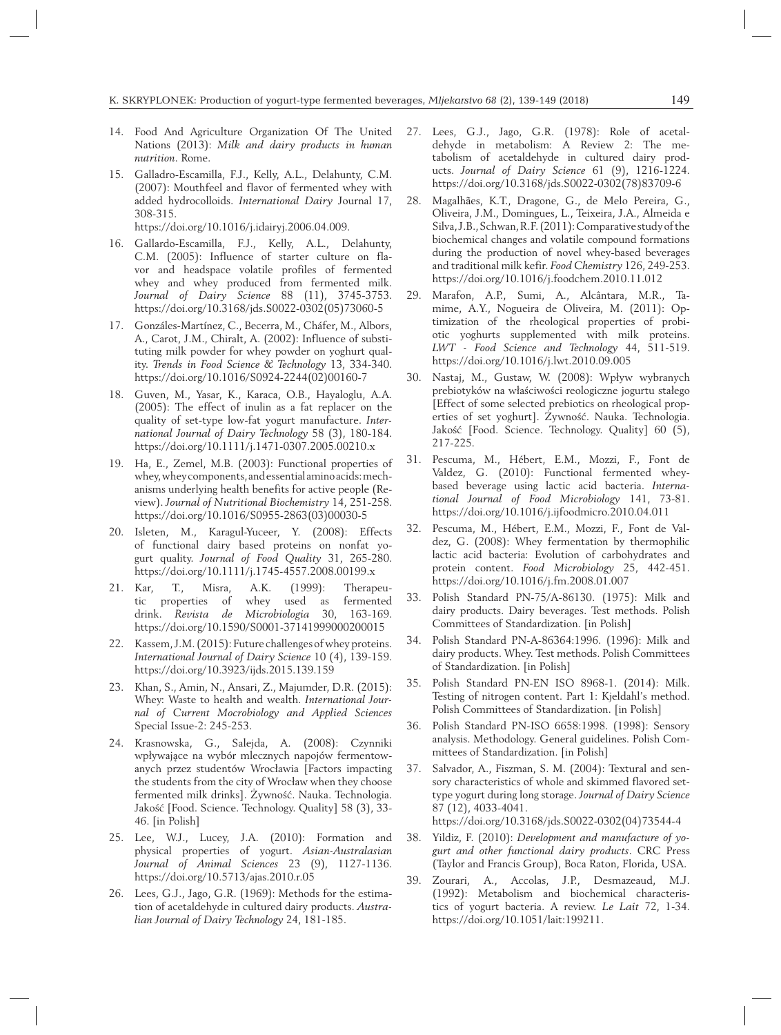14. Food And Agriculture Organization Of The United Nations (2013): *Milk and dairy products in human nutrition*. Rome.
15. Galladro-Escamilla, F.J., Kelly, A.L., Delahunty, C.M. (2007): Mouthfeel and flavor of fermented whey with added hydrocolloids. *International Dairy* Journal 17, 308-315. https://doi.org/10.1016/j.idairyj.2006.04.009.
16. Gallardo-Escamilla, F.J., Kelly, A.L., Delahunty, C.M. (2005): Influence of starter culture on flavor and headspace volatile profiles of fermented whey and whey produced from fermented milk. *Journal of Dairy Science* 88 (11), 3745-3753. https://doi.org/10.3168/jds.S0022-0302(05)73060-5
17. Gonzáles-Martínez, C., Becerra, M., Cháfer, M., Albors, A., Carot, J.M., Chiralt, A. (2002): Influence of substituting milk powder for whey powder on yoghurt quality. *Trends in Food Science & Technology* 13, 334-340. https://doi.org/10.1016/S0924-2244(02)00160-7
18. Guven, M., Yasar, K., Karaca, O.B., Hayaloglu, A.A. (2005): The effect of inulin as a fat replacer on the quality of set-type low-fat yogurt manufacture. *International Journal of Dairy Technology* 58 (3), 180-184. https://doi.org/10.1111/j.1471-0307.2005.00210.x
19. Ha, E., Zemel, M.B. (2003): Functional properties of whey, whey components, and essential amino acids: mechanisms underlying health benefits for active people (Review). *Journal of Nutritional Biochemistry* 14, 251-258. https://doi.org/10.1016/S0955-2863(03)00030-5
20. Isleten, M., Karagul-Yuceer, Y. (2008): Effects of functional dairy based proteins on nonfat yogurt quality. *Journal of Food Quality* 31, 265-280. https://doi.org/10.1111/j.1745-4557.2008.00199.x
21. Kar, T., Misra, A.K. (1999): Therapeutic properties of whey used as fermented drink. *Revista de Microbiologia* 30, 163-169. https://doi.org/10.1590/S0001-37141999000200015
22. Kassem, J.M. (2015): Future challenges of whey proteins. *International Journal of Dairy Science* 10 (4), 139-159. https://doi.org/10.3923/ijds.2015.139.159
23. Khan, S., Amin, N., Ansari, Z., Majumder, D.R. (2015): Whey: Waste to health and wealth. *International Journal of Current Mocrobiology and Applied Sciences* Special Issue-2: 245-253.
24. Krasnowska, G., Salejda, A. (2008): Czynniki wpływające na wybór mlecznych napojów fermentowanych przez studentów Wrocławia [Factors impacting the students from the city of Wrocław when they choose fermented milk drinks]. Żywność. Nauka. Technologia. Jakość [Food. Science. Technology. Quality] 58 (3), 33-46. [in Polish]
25. Lee, W.J., Lucey, J.A. (2010): Formation and physical properties of yogurt. *Asian-Australasian Journal of Animal Sciences* 23 (9), 1127-1136. https://doi.org/10.5713/ajas.2010.r.05
26. Lees, G.J., Jago, G.R. (1969): Methods for the estimation of acetaldehyde in cultured dairy products. *Australian Journal of Dairy Technology* 24, 181-185.
27. Lees, G.J., Jago, G.R. (1978): Role of acetaldehyde in metabolism: A Review 2: The metabolism of acetaldehyde in cultured dairy products. *Journal of Dairy Science* 61 (9), 1216-1224. https://doi.org/10.3168/jds.S0022-0302(78)83709-6
28. Magalhães, K.T., Dragone, G., de Melo Pereira, G., Oliveira, J.M., Domingues, L., Teixeira, J.A., Almeida e Silva, J.B., Schwan, R.F. (2011): Comparative study of the biochemical changes and volatile compound formations during the production of novel whey-based beverages and traditional milk kefir. *Food Chemistry* 126, 249-253. https://doi.org/10.1016/j.foodchem.2010.11.012
29. Marafon, A.P., Sumi, A., Alcântara, M.R., Tamime, A.Y., Nogueira de Oliveira, M. (2011): Optimization of the rheological properties of probiotic yoghurts supplemented with milk proteins. *LWT - Food Science and Technology* 44, 511-519. https://doi.org/10.1016/j.lwt.2010.09.005
30. Nastaj, M., Gustaw, W. (2008): Wpływ wybranych prebiotyków na właściwości reologiczne jogurtu stałego [Effect of some selected prebiotics on rheological properties of set yoghurt]. Żywność. Nauka. Technologia. Jakość [Food. Science. Technology. Quality] 60 (5), 217-225.
31. Pescuma, M., Hébert, E.M., Mozzi, F., Font de Valdez, G. (2010): Functional fermented whey-based beverage using lactic acid bacteria. *International Journal of Food Microbiology* 141, 73-81. https://doi.org/10.1016/j.ijfoodmicro.2010.04.011
32. Pescuma, M., Hébert, E.M., Mozzi, F., Font de Valdez, G. (2008): Whey fermentation by thermophilic lactic acid bacteria: Evolution of carbohydrates and protein content. *Food Microbiology* 25, 442-451. https://doi.org/10.1016/j.fm.2008.01.007
33. Polish Standard PN-75/A-86130. (1975): Milk and dairy products. Dairy beverages. Test methods. Polish Committees of Standardization. [in Polish]
34. Polish Standard PN-A-86364:1996. (1996): Milk and dairy products. Whey. Test methods. Polish Committees of Standardization. [in Polish]
35. Polish Standard PN-EN ISO 8968-1. (2014): Milk. Testing of nitrogen content. Part 1: Kjeldahl's method. Polish Committees of Standardization. [in Polish]
36. Polish Standard PN-ISO 6658:1998. (1998): Sensory analysis. Methodology. General guidelines. Polish Committees of Standardization. [in Polish]
37. Salvador, A., Fiszman, S. M. (2004): Textural and sensory characteristics of whole and skimmed flavored set-type yogurt during long storage. *Journal of Dairy Science* 87 (12), 4033-4041. https://doi.org/10.3168/jds.S0022-0302(04)73544-4
38. Yildiz, F. (2010): *Development and manufacture of yogurt and other functional dairy products*. CRC Press (Taylor and Francis Group), Boca Raton, Florida, USA.
39. Zourari, A., Accolas, J.P., Desmazeaud, M.J. (1992): Metabolism and biochemical characteristics of yogurt bacteria. A review. *Le Lait* 72, 1-34. https://doi.org/10.1051/lait:199211.